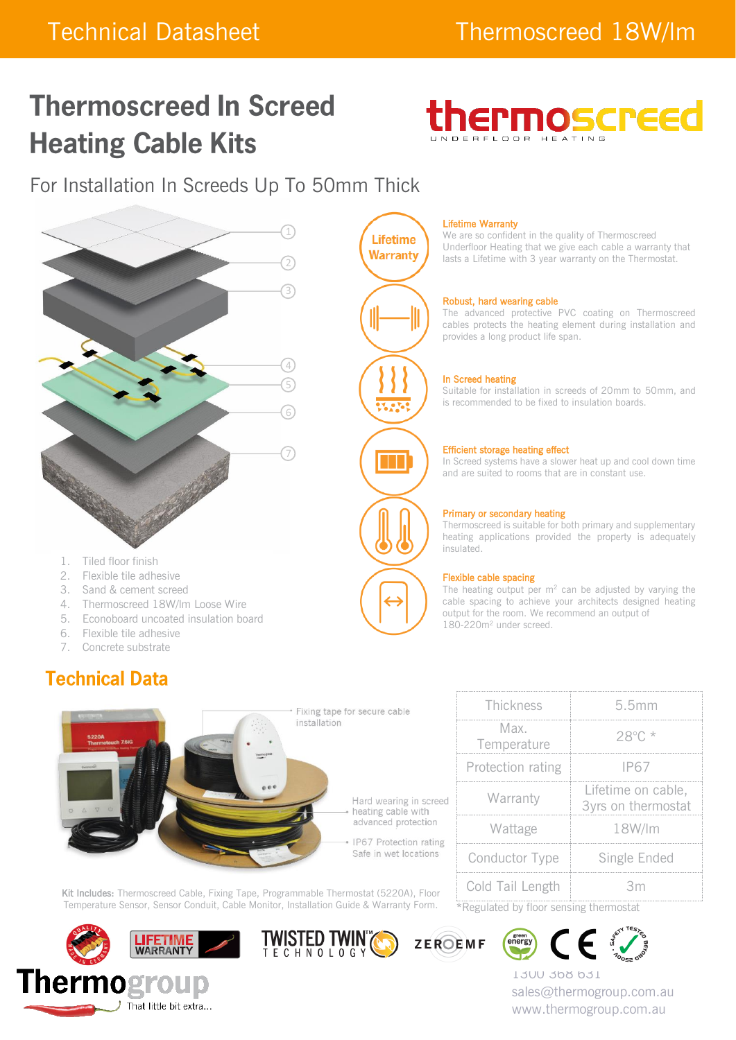# Thermoscreed In Screed Heating Cable Kits

For Installation In Screeds Up To 50mm Thick

1. Tiled floor finish
2. Flexible tile adhesive
3. Sand & cement screed
4. Thermoscreed 18W/lm Loose Wire
5. Econoboard uncoated insulation board
6. Flexible tile adhesive
7. Concrete substrate

**Lifetime Warranty**
We are so confident in the quality of Thermoscreed Underfloor Heating that we give each cable a warranty that lasts a Lifetime with 3 year warranty on the Thermostat.

**Robust, hard wearing cable**
The advanced protective PVC coating on Thermoscreed cables protects the heating element during installation and provides a long product life span.

**In Screed heating**
Suitable for installation in screeds of 20mm to 50mm, and is recommended to be fixed to insulation boards.

**Efficient storage heating effect**
In Screed systems have a slower heat up and cool down time and are suited to rooms that are in constant use.

**Primary or secondary heating**
Thermoscreed is suitable for both primary and supplementary heating applications provided the property is adequately insulated.

**Flexible cable spacing**
The heating output per $m^2$ can be adjusted by varying the cable spacing to achieve your architects designed heating output for the room. We recommend an output of 180-220$m^2$ under screed.

## Technical Data

- Fixing tape for secure cable installation
- Hard wearing in screed heating cable with advanced protection
- IP67 Protection rating Safe in wet locations

**Kit Includes:** Thermoscreed Cable, Fixing Tape, Programmable Thermostat (5220A), Floor Temperature Sensor, Sensor Conduit, Cable Monitor, Installation Guide & Warranty Form.

| Property | Value |
| --- | --- |
| Thickness | 5.5mm |
| Max. Temperature | 28°C * |
| Protection rating | IP67 |
| Warranty | Lifetime on cable, 3yrs on thermostat |
| Wattage | 18W/lm |
| Conductor Type | Single Ended |
| Cold Tail Length | 3m |

*Regulated by floor sensing thermostat

1300 368 631
sales@thermogroup.com.au
www.thermogroup.com.au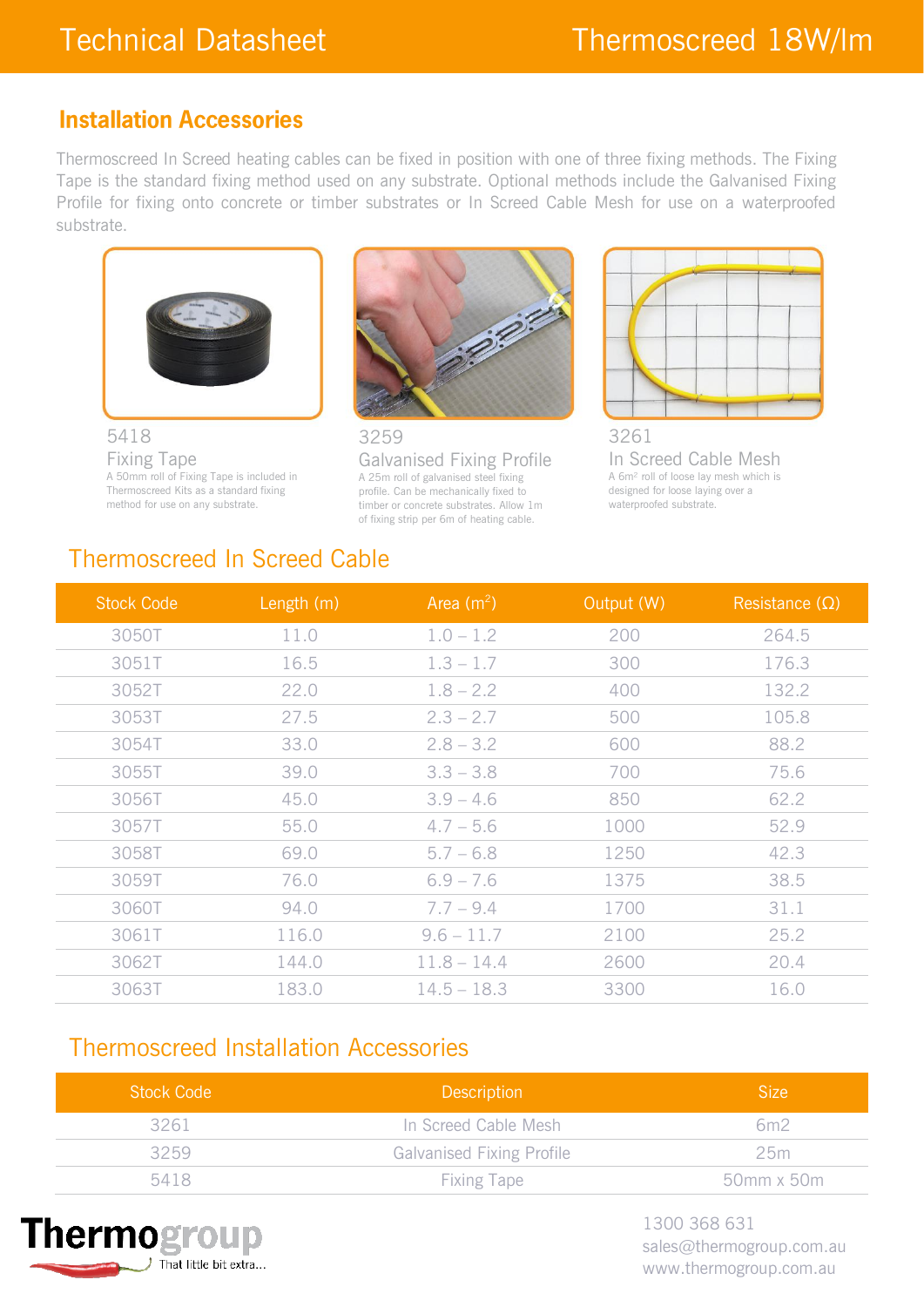## Installation Accessories

Thermoscreed In Screed heating cables can be fixed in position with one of three fixing methods. The Fixing Tape is the standard fixing method used on any substrate. Optional methods include the Galvanised Fixing Profile for fixing onto concrete or timber substrates or In Screed Cable Mesh for use on a waterproofed substrate.

5418
Fixing Tape
A 50mm roll of Fixing Tape is included in Thermoscreed Kits as a standard fixing method for use on any substrate.

3259
Galvanised Fixing Profile
A 25m roll of galvanised steel fixing profile. Can be mechanically fixed to timber or concrete substrates. Allow 1m of fixing strip per 6m of heating cable.

3261
In Screed Cable Mesh
A $6m^2$ roll of loose lay mesh which is designed for loose laying over a waterproofed substrate.

## Thermoscreed In Screed Cable

| Stock Code | Length (m) | Area ($m^2$) | Output (W) | Resistance (Ω) |
|---|---|---|---|---|
| 3050T | 11.0 | 1.0 – 1.2 | 200 | 264.5 |
| 3051T | 16.5 | 1.3 – 1.7 | 300 | 176.3 |
| 3052T | 22.0 | 1.8 – 2.2 | 400 | 132.2 |
| 3053T | 27.5 | 2.3 – 2.7 | 500 | 105.8 |
| 3054T | 33.0 | 2.8 – 3.2 | 600 | 88.2 |
| 3055T | 39.0 | 3.3 – 3.8 | 700 | 75.6 |
| 3056T | 45.0 | 3.9 – 4.6 | 850 | 62.2 |
| 3057T | 55.0 | 4.7 – 5.6 | 1000 | 52.9 |
| 3058T | 69.0 | 5.7 – 6.8 | 1250 | 42.3 |
| 3059T | 76.0 | 6.9 – 7.6 | 1375 | 38.5 |
| 3060T | 94.0 | 7.7 – 9.4 | 1700 | 31.1 |
| 3061T | 116.0 | 9.6 – 11.7 | 2100 | 25.2 |
| 3062T | 144.0 | 11.8 – 14.4 | 2600 | 20.4 |
| 3063T | 183.0 | 14.5 – 18.3 | 3300 | 16.0 |

## Thermoscreed Installation Accessories

| Stock Code | Description | Size |
|---|---|---|
| 3261 | In Screed Cable Mesh | 6m2 |
| 3259 | Galvanised Fixing Profile | 25m |
| 5418 | Fixing Tape | 50mm x 50m |

Thermogroup
That little bit extra...

1300 368 631
sales@thermogroup.com.au
www.thermogroup.com.au